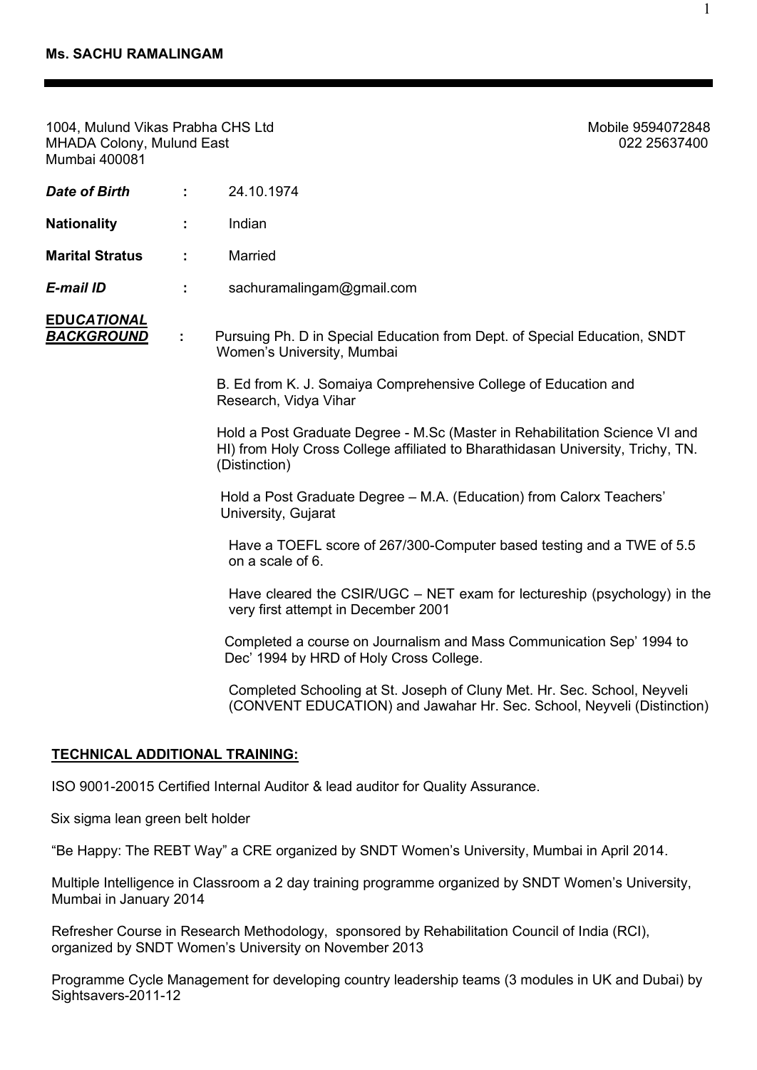**Ms. SACHU RAMALINGAM**

---

1004, Mulund Vikas Prabha CHS Ltd
MHADA Colony, Mulund East
Mumbai 400081

Mobile 9594072848
022 25637400

***Date of Birth*** : 24.10.1974

**Nationality** : Indian

**Marital Stratus** : Married

***E-mail ID*** : sachuramalingam@gmail.com

***EDUCATIONAL BACKGROUND*** :

Pursuing Ph. D in Special Education from Dept. of Special Education, SNDT Women's University, Mumbai

B. Ed from K. J. Somaiya Comprehensive College of Education and Research, Vidya Vihar

Hold a Post Graduate Degree - M.Sc (Master in Rehabilitation Science VI and HI) from Holy Cross College affiliated to Bharathidasan University, Trichy, TN. (Distinction)

Hold a Post Graduate Degree – M.A. (Education) from Calorx Teachers' University, Gujarat

Have a TOEFL score of 267/300-Computer based testing and a TWE of 5.5 on a scale of 6.

Have cleared the CSIR/UGC – NET exam for lectureship (psychology) in the very first attempt in December 2001

Completed a course on Journalism and Mass Communication Sep' 1994 to Dec' 1994 by HRD of Holy Cross College.

Completed Schooling at St. Joseph of Cluny Met. Hr. Sec. School, Neyveli (CONVENT EDUCATION) and Jawahar Hr. Sec. School, Neyveli (Distinction)

**TECHNICAL ADDITIONAL TRAINING:**

ISO 9001-20015 Certified Internal Auditor & lead auditor for Quality Assurance.

Six sigma lean green belt holder

"Be Happy: The REBT Way" a CRE organized by SNDT Women's University, Mumbai in April 2014.

Multiple Intelligence in Classroom a 2 day training programme organized by SNDT Women's University, Mumbai in January 2014

Refresher Course in Research Methodology, sponsored by Rehabilitation Council of India (RCI), organized by SNDT Women's University on November 2013

Programme Cycle Management for developing country leadership teams (3 modules in UK and Dubai) by Sightsavers-2011-12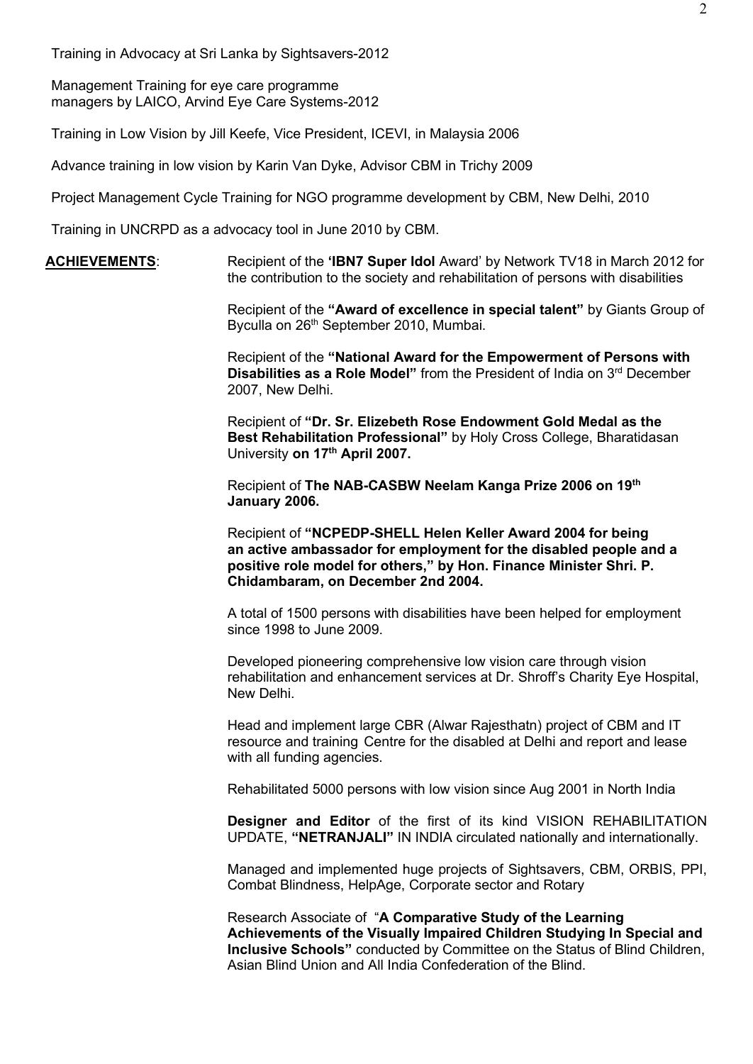Training in Advocacy at Sri Lanka by Sightsavers-2012

Management Training for eye care programme managers by LAICO, Arvind Eye Care Systems-2012

Training in Low Vision by Jill Keefe, Vice President, ICEVI, in Malaysia 2006

Advance training in low vision by Karin Van Dyke, Advisor CBM in Trichy 2009

Project Management Cycle Training for NGO programme development by CBM, New Delhi, 2010

Training in UNCRPD as a advocacy tool in June 2010 by CBM.

**ACHIEVEMENTS**:

Recipient of the **'IBN7 Super Idol** Award' by Network TV18 in March 2012 for the contribution to the society and rehabilitation of persons with disabilities

Recipient of the **"Award of excellence in special talent"** by Giants Group of Byculla on 26th September 2010, Mumbai.

Recipient of the **"National Award for the Empowerment of Persons with Disabilities as a Role Model"** from the President of India on 3rd December 2007, New Delhi.

Recipient of **"Dr. Sr. Elizebeth Rose Endowment Gold Medal as the Best Rehabilitation Professional"** by Holy Cross College, Bharatidasan University **on 17th April 2007.**

Recipient of **The NAB-CASBW Neelam Kanga Prize 2006 on 19th January 2006.**

Recipient of **"NCPEDP-SHELL Helen Keller Award 2004 for being an active ambassador for employment for the disabled people and a positive role model for others," by Hon. Finance Minister Shri. P. Chidambaram, on December 2nd 2004.**

A total of 1500 persons with disabilities have been helped for employment since 1998 to June 2009.

Developed pioneering comprehensive low vision care through vision rehabilitation and enhancement services at Dr. Shroff's Charity Eye Hospital, New Delhi.

Head and implement large CBR (Alwar Rajesthatn) project of CBM and IT resource and training Centre for the disabled at Delhi and report and lease with all funding agencies.

Rehabilitated 5000 persons with low vision since Aug 2001 in North India

**Designer and Editor** of the first of its kind VISION REHABILITATION UPDATE, **"NETRANJALI"** IN INDIA circulated nationally and internationally.

Managed and implemented huge projects of Sightsavers, CBM, ORBIS, PPI, Combat Blindness, HelpAge, Corporate sector and Rotary

Research Associate of "**A Comparative Study of the Learning Achievements of the Visually Impaired Children Studying In Special and Inclusive Schools"** conducted by Committee on the Status of Blind Children, Asian Blind Union and All India Confederation of the Blind.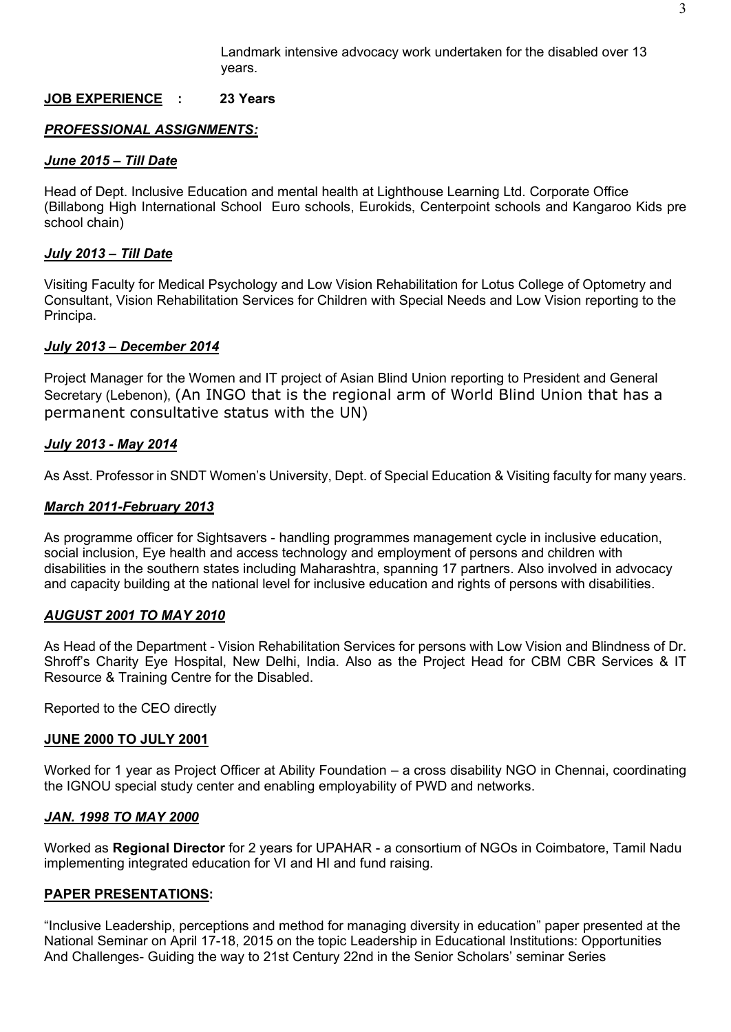Landmark intensive advocacy work undertaken for the disabled over 13 years.

**JOB EXPERIENCE : 23 Years**

***PROFESSIONAL ASSIGNMENTS:***

***June 2015 – Till Date***

Head of Dept. Inclusive Education and mental health at Lighthouse Learning Ltd. Corporate Office (Billabong High International School Euro schools, Eurokids, Centerpoint schools and Kangaroo Kids pre school chain)

***July 2013 – Till Date***

Visiting Faculty for Medical Psychology and Low Vision Rehabilitation for Lotus College of Optometry and Consultant, Vision Rehabilitation Services for Children with Special Needs and Low Vision reporting to the Principa.

***July 2013 – December 2014***

Project Manager for the Women and IT project of Asian Blind Union reporting to President and General Secretary (Lebenon), (An INGO that is the regional arm of World Blind Union that has a permanent consultative status with the UN)

***July 2013 - May 2014***

As Asst. Professor in SNDT Women's University, Dept. of Special Education & Visiting faculty for many years.

***March 2011-February 2013***

As programme officer for Sightsavers - handling programmes management cycle in inclusive education, social inclusion, Eye health and access technology and employment of persons and children with disabilities in the southern states including Maharashtra, spanning 17 partners. Also involved in advocacy and capacity building at the national level for inclusive education and rights of persons with disabilities.

***AUGUST 2001 TO MAY 2010***

As Head of the Department - Vision Rehabilitation Services for persons with Low Vision and Blindness of Dr. Shroff's Charity Eye Hospital, New Delhi, India. Also as the Project Head for CBM CBR Services & IT Resource & Training Centre for the Disabled.

Reported to the CEO directly

**JUNE 2000 TO JULY 2001**

Worked for 1 year as Project Officer at Ability Foundation – a cross disability NGO in Chennai, coordinating the IGNOU special study center and enabling employability of PWD and networks.

***JAN. 1998 TO MAY 2000***

Worked as **Regional Director** for 2 years for UPAHAR - a consortium of NGOs in Coimbatore, Tamil Nadu implementing integrated education for VI and HI and fund raising.

**PAPER PRESENTATIONS:**

"Inclusive Leadership, perceptions and method for managing diversity in education" paper presented at the National Seminar on April 17-18, 2015 on the topic Leadership in Educational Institutions: Opportunities And Challenges- Guiding the way to 21st Century 22nd in the Senior Scholars' seminar Series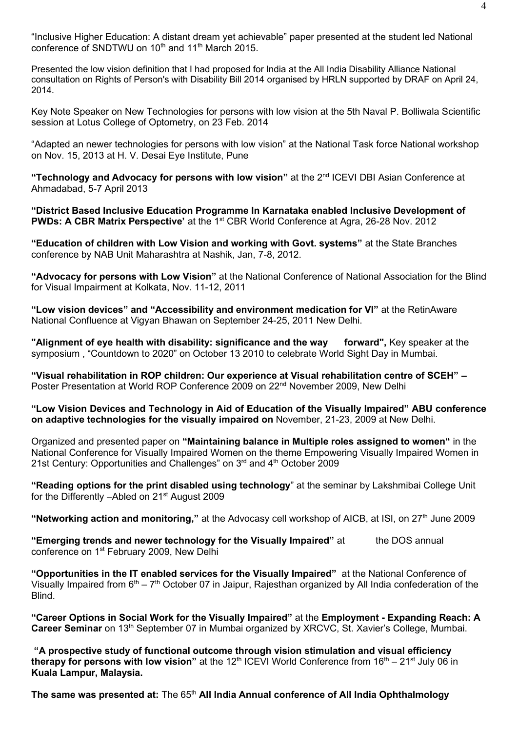"Inclusive Higher Education: A distant dream yet achievable" paper presented at the student led National conference of SNDTWU on 10th and 11th March 2015.

Presented the low vision definition that I had proposed for India at the All India Disability Alliance National consultation on Rights of Person's with Disability Bill 2014 organised by HRLN supported by DRAF on April 24, 2014.

Key Note Speaker on New Technologies for persons with low vision at the 5th Naval P. Bolliwala Scientific session at Lotus College of Optometry, on 23 Feb. 2014

"Adapted an newer technologies for persons with low vision" at the National Task force National workshop on Nov. 15, 2013 at H. V. Desai Eye Institute, Pune

**"Technology and Advocacy for persons with low vision"** at the 2nd ICEVI DBI Asian Conference at Ahmadabad, 5-7 April 2013

**"District Based Inclusive Education Programme In Karnataka enabled Inclusive Development of PWDs: A CBR Matrix Perspective'** at the 1st CBR World Conference at Agra, 26-28 Nov. 2012

**"Education of children with Low Vision and working with Govt. systems"** at the State Branches conference by NAB Unit Maharashtra at Nashik, Jan, 7-8, 2012.

**"Advocacy for persons with Low Vision"** at the National Conference of National Association for the Blind for Visual Impairment at Kolkata, Nov. 11-12, 2011

**"Low vision devices"** and **"Accessibility and environment medication for VI"** at the RetinAware National Confluence at Vigyan Bhawan on September 24-25, 2011 New Delhi.

**"Alignment of eye health with disability: significance and the way forward",** Key speaker at the symposium , "Countdown to 2020" on October 13 2010 to celebrate World Sight Day in Mumbai.

**"Visual rehabilitation in ROP children: Our experience at Visual rehabilitation centre of SCEH" –** Poster Presentation at World ROP Conference 2009 on 22nd November 2009, New Delhi

**"Low Vision Devices and Technology in Aid of Education of the Visually Impaired" ABU conference on adaptive technologies for the visually impaired on** November, 21-23, 2009 at New Delhi.

Organized and presented paper on **"Maintaining balance in Multiple roles assigned to women"** in the National Conference for Visually Impaired Women on the theme Empowering Visually Impaired Women in 21st Century: Opportunities and Challenges" on 3rd and 4th October 2009

**"Reading options for the print disabled using technology**" at the seminar by Lakshmibai College Unit for the Differently –Abled on 21st August 2009

**"Networking action and monitoring,"** at the Advocasy cell workshop of AICB, at ISI, on 27th June 2009

**"Emerging trends and newer technology for the Visually Impaired"** at the DOS annual conference on 1st February 2009, New Delhi

**"Opportunities in the IT enabled services for the Visually Impaired"** at the National Conference of Visually Impaired from 6th – 7th October 07 in Jaipur, Rajesthan organized by All India confederation of the Blind.

**"Career Options in Social Work for the Visually Impaired"** at the **Employment - Expanding Reach: A Career Seminar** on 13th September 07 in Mumbai organized by XRCVC, St. Xavier's College, Mumbai.

**"A prospective study of functional outcome through vision stimulation and visual efficiency therapy for persons with low vision"** at the 12th ICEVI World Conference from 16th – 21st July 06 in **Kuala Lampur, Malaysia.**

**The same was presented at:** The 65th **All India Annual conference of All India Ophthalmology**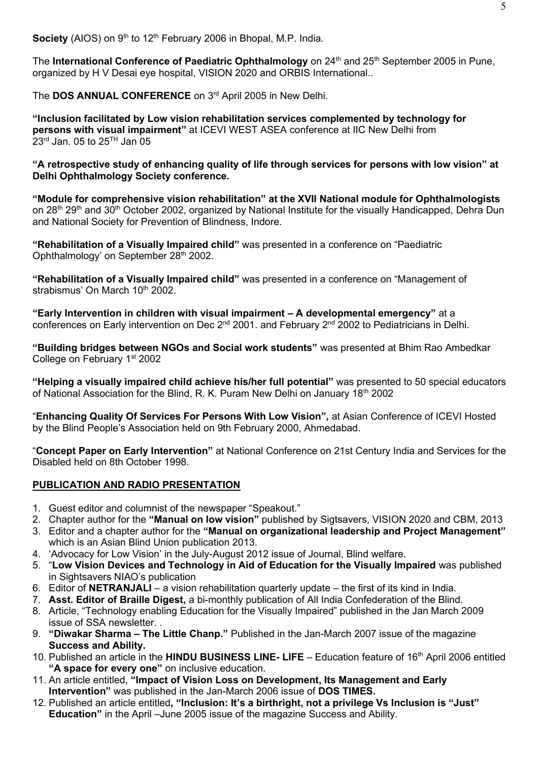**Society** (AIOS) on 9th to 12th February 2006 in Bhopal, M.P. India.

The **International Conference of Paediatric Ophthalmology** on 24th and 25th September 2005 in Pune, organized by H V Desai eye hospital, VISION 2020 and ORBIS International..

The **DOS ANNUAL CONFERENCE** on 3rd April 2005 in New Delhi.

**"Inclusion facilitated by Low vision rehabilitation services complemented by technology for persons with visual impairment"** at ICEVI WEST ASEA conference at IIC New Delhi from 23rd Jan. 05 to 25TH Jan 05

**"A retrospective study of enhancing quality of life through services for persons with low vision" at Delhi Ophthalmology Society conference.**

**"Module for comprehensive vision rehabilitation" at the XVII National module for Ophthalmologists** on 28th 29th and 30th October 2002, organized by National Institute for the visually Handicapped, Dehra Dun and National Society for Prevention of Blindness, Indore.

**"Rehabilitation of a Visually Impaired child"** was presented in a conference on "Paediatric Ophthalmology' on September 28th 2002.

**"Rehabilitation of a Visually Impaired child"** was presented in a conference on "Management of strabismus' On March 10th 2002.

**"Early Intervention in children with visual impairment – A developmental emergency"** at a conferences on Early intervention on Dec 2nd 2001. and February 2nd 2002 to Pediatricians in Delhi.

**"Building bridges between NGOs and Social work students"** was presented at Bhim Rao Ambedkar College on February 1st 2002

**"Helping a visually impaired child achieve his/her full potential"** was presented to 50 special educators of National Association for the Blind, R. K. Puram New Delhi on January 18th 2002

"**Enhancing Quality Of Services For Persons With Low Vision",** at Asian Conference of ICEVI Hosted by the Blind People's Association held on 9th February 2000, Ahmedabad.

"**Concept Paper on Early Intervention"** at National Conference on 21st Century India and Services for the Disabled held on 8th October 1998.

## PUBLICATION AND RADIO PRESENTATION

1. Guest editor and columnist of the newspaper "Speakout."
2. Chapter author for the **"Manual on low vision"** published by Sigtsavers, VISION 2020 and CBM, 2013
3. Editor and a chapter author for the **"Manual on organizational leadership and Project Management"** which is an Asian Blind Union publication 2013.
4. 'Advocacy for Low Vision' in the July-August 2012 issue of Journal, Blind welfare.
5. "**Low Vision Devices and Technology in Aid of Education for the Visually Impaired** was published in Sightsavers NIAO's publication
6. Editor of **NETRANJALI** – a vision rehabilitation quarterly update – the first of its kind in India.
7. **Asst. Editor of Braille Digest,** a bi-monthly publication of All India Confederation of the Blind.
8. Article, "Technology enabling Education for the Visually Impaired" published in the Jan March 2009 issue of SSA newsletter. .
9. **"Diwakar Sharma – The Little Chanp."** Published in the Jan-March 2007 issue of the magazine **Success and Ability.**
10. Published an article in the **HINDU BUSINESS LINE- LIFE** – Education feature of 16th April 2006 entitled **"A space for every one"** on inclusive education.
11. An article entitled, **"Impact of Vision Loss on Development, Its Management and Early Intervention"** was published in the Jan-March 2006 issue of **DOS TIMES.**
12. Published an article entitled**, "Inclusion: It's a birthright, not a privilege Vs Inclusion is "Just" Education"** in the April –June 2005 issue of the magazine Success and Ability.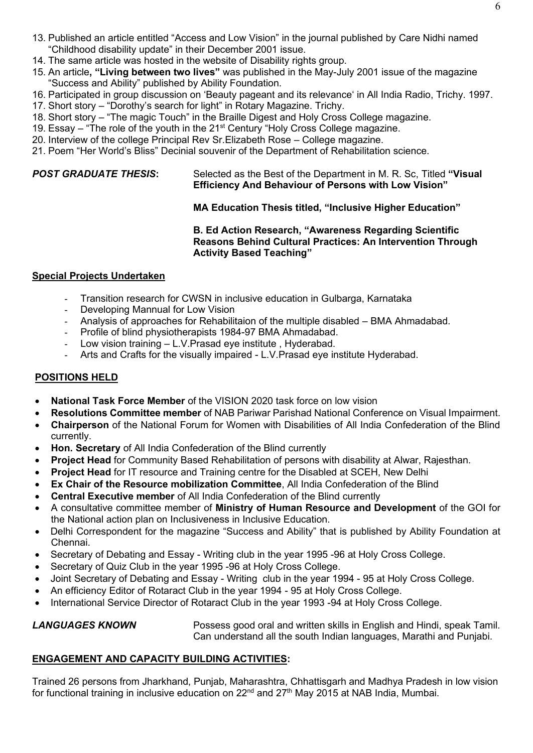13. Published an article entitled "Access and Low Vision" in the journal published by Care Nidhi named "Childhood disability update" in their December 2001 issue.
14. The same article was hosted in the website of Disability rights group.
15. An article**, "Living between two lives"** was published in the May-July 2001 issue of the magazine "Success and Ability" published by Ability Foundation.
16. Participated in group discussion on 'Beauty pageant and its relevance' in All India Radio, Trichy. 1997.
17. Short story – "Dorothy's search for light" in Rotary Magazine. Trichy.
18. Short story – "The magic Touch" in the Braille Digest and Holy Cross College magazine.
19. Essay – "The role of the youth in the 21st Century "Holy Cross College magazine.
20. Interview of the college Principal Rev Sr.Elizabeth Rose – College magazine.
21. Poem "Her World's Bliss" Decinial souvenir of the Department of Rehabilitation science.

***POST GRADUATE THESIS*:** Selected as the Best of the Department in M. R. Sc, Titled **"Visual Efficiency And Behaviour of Persons with Low Vision"**

**MA Education Thesis titled, "Inclusive Higher Education"**

**B. Ed Action Research, "Awareness Regarding Scientific Reasons Behind Cultural Practices: An Intervention Through Activity Based Teaching"**

## Special Projects Undertaken

- Transition research for CWSN in inclusive education in Gulbarga, Karnataka
- Developing Mannual for Low Vision
- Analysis of approaches for Rehabilitaion of the multiple disabled – BMA Ahmadabad.
- Profile of blind physiotherapists 1984-97 BMA Ahmadabad.
- Low vision training – L.V.Prasad eye institute , Hyderabad.
- Arts and Crafts for the visually impaired - L.V.Prasad eye institute Hyderabad.

## POSITIONS HELD

- **National Task Force Member** of the VISION 2020 task force on low vision
- **Resolutions Committee member** of NAB Pariwar Parishad National Conference on Visual Impairment.
- **Chairperson** of the National Forum for Women with Disabilities of All India Confederation of the Blind currently.
- **Hon. Secretary** of All India Confederation of the Blind currently
- **Project Head** for Community Based Rehabilitation of persons with disability at Alwar, Rajesthan.
- **Project Head** for IT resource and Training centre for the Disabled at SCEH, New Delhi
- **Ex Chair of the Resource mobilization Committee**, All India Confederation of the Blind
- **Central Executive member** of All India Confederation of the Blind currently
- A consultative committee member of **Ministry of Human Resource and Development** of the GOI for the National action plan on Inclusiveness in Inclusive Education.
- Delhi Correspondent for the magazine "Success and Ability" that is published by Ability Foundation at Chennai.
- Secretary of Debating and Essay - Writing club in the year 1995 -96 at Holy Cross College.
- Secretary of Quiz Club in the year 1995 -96 at Holy Cross College.
- Joint Secretary of Debating and Essay - Writing club in the year 1994 - 95 at Holy Cross College.
- An efficiency Editor of Rotaract Club in the year 1994 - 95 at Holy Cross College.
- International Service Director of Rotaract Club in the year 1993 -94 at Holy Cross College.

***LANGUAGES KNOWN*** Possess good oral and written skills in English and Hindi, speak Tamil. Can understand all the south Indian languages, Marathi and Punjabi.

## ENGAGEMENT AND CAPACITY BUILDING ACTIVITIES:

Trained 26 persons from Jharkhand, Punjab, Maharashtra, Chhattisgarh and Madhya Pradesh in low vision for functional training in inclusive education on 22nd and 27th May 2015 at NAB India, Mumbai.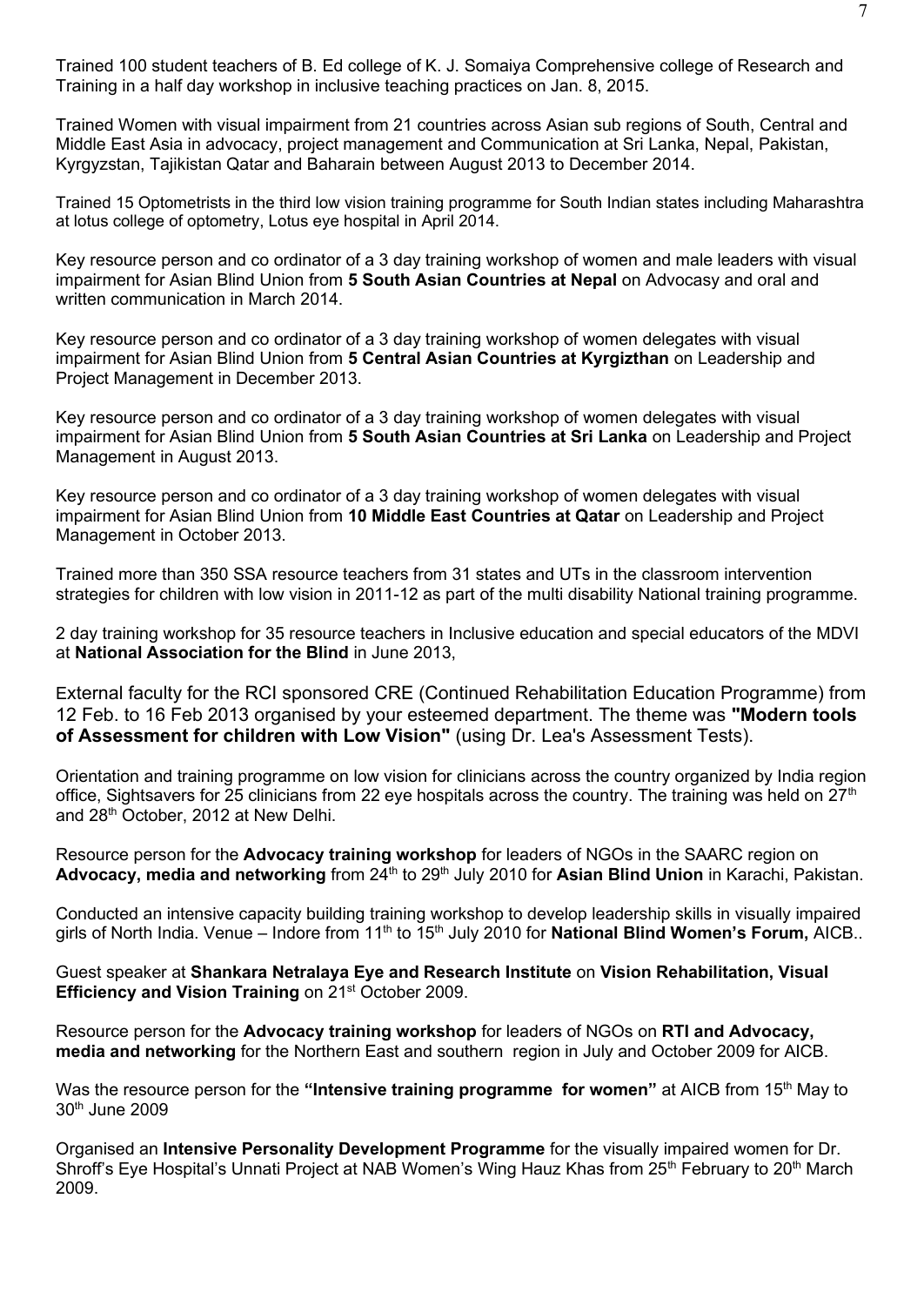Trained 100 student teachers of B. Ed college of K. J. Somaiya Comprehensive college of Research and Training in a half day workshop in inclusive teaching practices on Jan. 8, 2015.

Trained Women with visual impairment from 21 countries across Asian sub regions of South, Central and Middle East Asia in advocacy, project management and Communication at Sri Lanka, Nepal, Pakistan, Kyrgyzstan, Tajikistan Qatar and Baharain between August 2013 to December 2014.

Trained 15 Optometrists in the third low vision training programme for South Indian states including Maharashtra at lotus college of optometry, Lotus eye hospital in April 2014.

Key resource person and co ordinator of a 3 day training workshop of women and male leaders with visual impairment for Asian Blind Union from **5 South Asian Countries at Nepal** on Advocasy and oral and written communication in March 2014.

Key resource person and co ordinator of a 3 day training workshop of women delegates with visual impairment for Asian Blind Union from **5 Central Asian Countries at Kyrgizthan** on Leadership and Project Management in December 2013.

Key resource person and co ordinator of a 3 day training workshop of women delegates with visual impairment for Asian Blind Union from **5 South Asian Countries at Sri Lanka** on Leadership and Project Management in August 2013.

Key resource person and co ordinator of a 3 day training workshop of women delegates with visual impairment for Asian Blind Union from **10 Middle East Countries at Qatar** on Leadership and Project Management in October 2013.

Trained more than 350 SSA resource teachers from 31 states and UTs in the classroom intervention strategies for children with low vision in 2011-12 as part of the multi disability National training programme.

2 day training workshop for 35 resource teachers in Inclusive education and special educators of the MDVI at **National Association for the Blind** in June 2013,

External faculty for the RCI sponsored CRE (Continued Rehabilitation Education Programme) from 12 Feb. to 16 Feb 2013 organised by your esteemed department. The theme was **"Modern tools of Assessment for children with Low Vision"** (using Dr. Lea's Assessment Tests).

Orientation and training programme on low vision for clinicians across the country organized by India region office, Sightsavers for 25 clinicians from 22 eye hospitals across the country. The training was held on 27th and 28th October, 2012 at New Delhi.

Resource person for the **Advocacy training workshop** for leaders of NGOs in the SAARC region on **Advocacy, media and networking** from 24th to 29th July 2010 for **Asian Blind Union** in Karachi, Pakistan.

Conducted an intensive capacity building training workshop to develop leadership skills in visually impaired girls of North India. Venue – Indore from 11th to 15th July 2010 for **National Blind Women's Forum,** AICB..

Guest speaker at **Shankara Netralaya Eye and Research Institute** on **Vision Rehabilitation, Visual Efficiency and Vision Training** on 21st October 2009.

Resource person for the **Advocacy training workshop** for leaders of NGOs on **RTI and Advocacy, media and networking** for the Northern East and southern region in July and October 2009 for AICB.

Was the resource person for the **"Intensive training programme for women"** at AICB from 15th May to 30th June 2009

Organised an **Intensive Personality Development Programme** for the visually impaired women for Dr. Shroff's Eye Hospital's Unnati Project at NAB Women's Wing Hauz Khas from 25th February to 20th March 2009.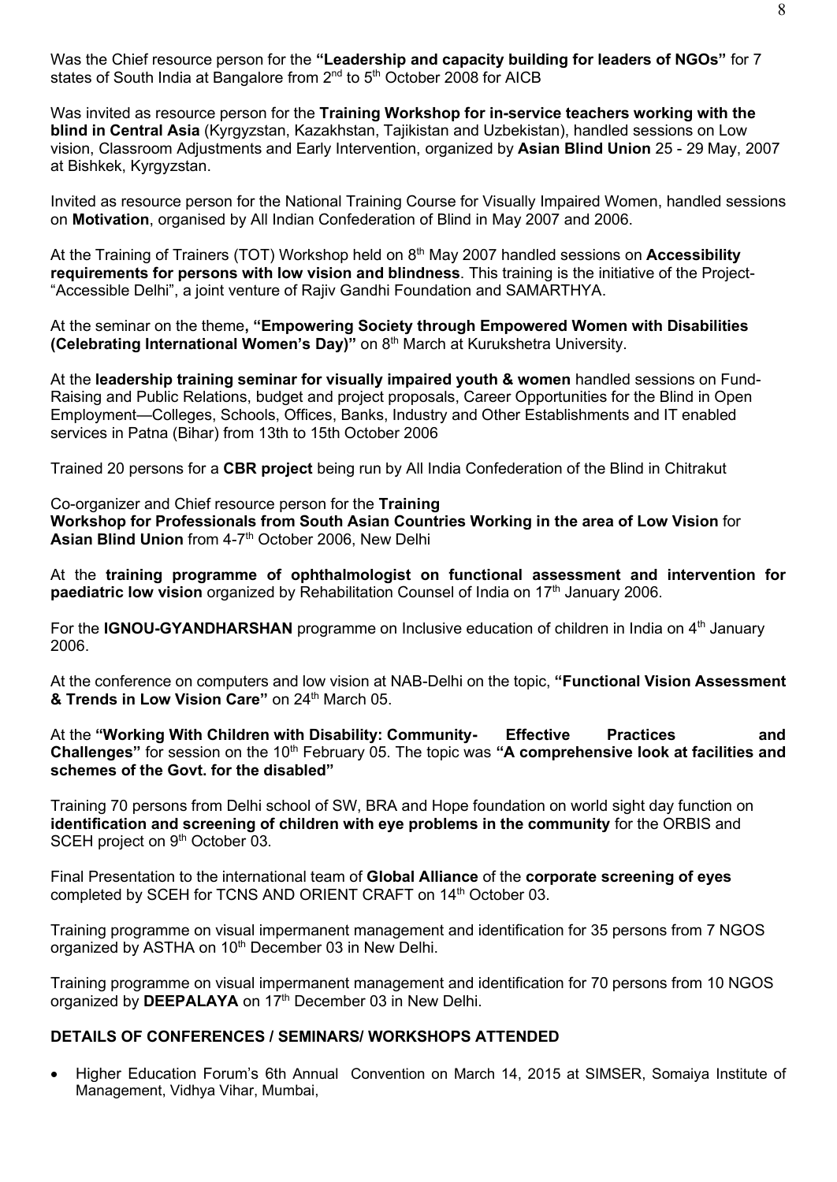Was the Chief resource person for the **"Leadership and capacity building for leaders of NGOs"** for 7 states of South India at Bangalore from 2nd to 5th October 2008 for AICB

Was invited as resource person for the **Training Workshop for in-service teachers working with the blind in Central Asia** (Kyrgyzstan, Kazakhstan, Tajikistan and Uzbekistan), handled sessions on Low vision, Classroom Adjustments and Early Intervention, organized by **Asian Blind Union** 25 - 29 May, 2007 at Bishkek, Kyrgyzstan.

Invited as resource person for the National Training Course for Visually Impaired Women, handled sessions on **Motivation**, organised by All Indian Confederation of Blind in May 2007 and 2006.

At the Training of Trainers (TOT) Workshop held on 8th May 2007 handled sessions on **Accessibility requirements for persons with low vision and blindness**. This training is the initiative of the Project- "Accessible Delhi", a joint venture of Rajiv Gandhi Foundation and SAMARTHYA.

At the seminar on the theme**, "Empowering Society through Empowered Women with Disabilities (Celebrating International Women's Day)"** on 8th March at Kurukshetra University.

At the **leadership training seminar for visually impaired youth & women** handled sessions on Fund-Raising and Public Relations, budget and project proposals, Career Opportunities for the Blind in Open Employment—Colleges, Schools, Offices, Banks, Industry and Other Establishments and IT enabled services in Patna (Bihar) from 13th to 15th October 2006

Trained 20 persons for a **CBR project** being run by All India Confederation of the Blind in Chitrakut

Co-organizer and Chief resource person for the **Training Workshop for Professionals from South Asian Countries Working in the area of Low Vision** for **Asian Blind Union** from 4-7th October 2006, New Delhi

At the **training programme of ophthalmologist on functional assessment and intervention for paediatric low vision** organized by Rehabilitation Counsel of India on 17th January 2006.

For the **IGNOU-GYANDHARSHAN** programme on Inclusive education of children in India on 4th January 2006.

At the conference on computers and low vision at NAB-Delhi on the topic, **"Functional Vision Assessment & Trends in Low Vision Care"** on 24th March 05.

At the **"Working With Children with Disability: Community- Effective Practices and Challenges"** for session on the 10th February 05. The topic was **"A comprehensive look at facilities and schemes of the Govt. for the disabled"**

Training 70 persons from Delhi school of SW, BRA and Hope foundation on world sight day function on **identification and screening of children with eye problems in the community** for the ORBIS and SCEH project on 9th October 03.

Final Presentation to the international team of **Global Alliance** of the **corporate screening of eyes** completed by SCEH for TCNS AND ORIENT CRAFT on 14th October 03.

Training programme on visual impermanent management and identification for 35 persons from 7 NGOS organized by ASTHA on 10th December 03 in New Delhi.

Training programme on visual impermanent management and identification for 70 persons from 10 NGOS organized by **DEEPALAYA** on 17th December 03 in New Delhi.

## DETAILS OF CONFERENCES / SEMINARS/ WORKSHOPS ATTENDED

- Higher Education Forum's 6th Annual Convention on March 14, 2015 at SIMSER, Somaiya Institute of Management, Vidhya Vihar, Mumbai,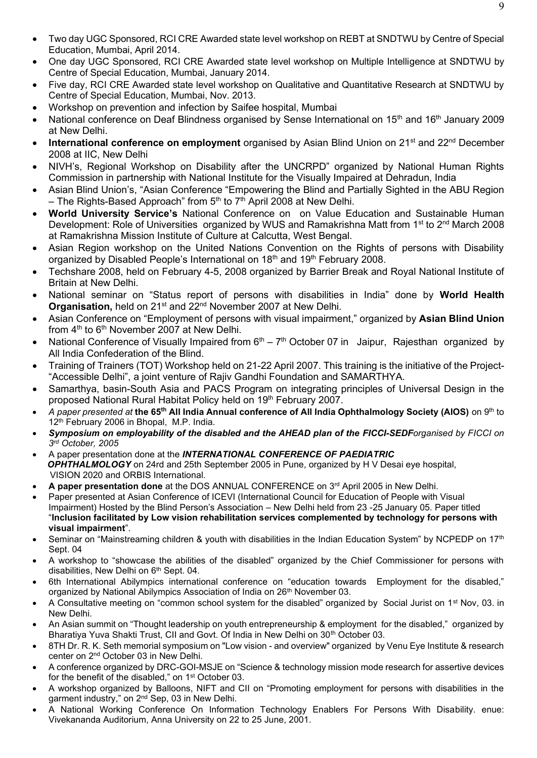- Two day UGC Sponsored, RCI CRE Awarded state level workshop on REBT at SNDTWU by Centre of Special Education, Mumbai, April 2014.
- One day UGC Sponsored, RCI CRE Awarded state level workshop on Multiple Intelligence at SNDTWU by Centre of Special Education, Mumbai, January 2014.
- Five day, RCI CRE Awarded state level workshop on Qualitative and Quantitative Research at SNDTWU by Centre of Special Education, Mumbai, Nov. 2013.
- Workshop on prevention and infection by Saifee hospital, Mumbai
- National conference on Deaf Blindness organised by Sense International on 15th and 16th January 2009 at New Delhi.
- **International conference on employment** organised by Asian Blind Union on 21st and 22nd December 2008 at IIC, New Delhi
- NIVH's, Regional Workshop on Disability after the UNCRPD" organized by National Human Rights Commission in partnership with National Institute for the Visually Impaired at Dehradun, India
- Asian Blind Union's, "Asian Conference "Empowering the Blind and Partially Sighted in the ABU Region – The Rights-Based Approach" from 5th to 7th April 2008 at New Delhi.
- **World University Service's** National Conference on on Value Education and Sustainable Human Development: Role of Universities organized by WUS and Ramakrishna Matt from 1st to 2nd March 2008 at Ramakrishna Mission Institute of Culture at Calcutta, West Bengal.
- Asian Region workshop on the United Nations Convention on the Rights of persons with Disability organized by Disabled People's International on 18th and 19th February 2008.
- Techshare 2008, held on February 4-5, 2008 organized by Barrier Break and Royal National Institute of Britain at New Delhi.
- National seminar on "Status report of persons with disabilities in India" done by **World Health Organisation,** held on 21st and 22nd November 2007 at New Delhi.
- Asian Conference on "Employment of persons with visual impairment," organized by **Asian Blind Union** from 4th to 6th November 2007 at New Delhi.
- National Conference of Visually Impaired from 6th – 7th October 07 in Jaipur, Rajesthan organized by All India Confederation of the Blind.
- Training of Trainers (TOT) Workshop held on 21-22 April 2007. This training is the initiative of the Project- "Accessible Delhi", a joint venture of Rajiv Gandhi Foundation and SAMARTHYA.
- Samarthya, basin-South Asia and PACS Program on integrating principles of Universal Design in the proposed National Rural Habitat Policy held on 19th February 2007.
- *A paper presented at* **the 65th All India Annual conference of All India Ophthalmology Society (AIOS)** on 9th to 12th February 2006 in Bhopal, M.P. India.
- ***Symposium on employability of the disabled and the AHEAD plan of the FICCI-SEDF****organised by FICCI on 3rd October, 2005*
- A paper presentation done at the ***INTERNATIONAL CONFERENCE OF PAEDIATRIC OPHTHALMOLOGY*** on 24rd and 25th September 2005 in Pune, organized by H V Desai eye hospital, VISION 2020 and ORBIS International.
- **A paper presentation done** at the DOS ANNUAL CONFERENCE on 3rd April 2005 in New Delhi.
- Paper presented at Asian Conference of ICEVI (International Council for Education of People with Visual Impairment) Hosted by the Blind Person's Association – New Delhi held from 23 -25 January 05. Paper titled "**Inclusion facilitated by Low vision rehabilitation services complemented by technology for persons with visual impairment**".
- Seminar on "Mainstreaming children & youth with disabilities in the Indian Education System" by NCPEDP on 17th Sept. 04
- A workshop to "showcase the abilities of the disabled" organized by the Chief Commissioner for persons with disabilities, New Delhi on 6th Sept. 04.
- 6th International Abilympics international conference on "education towards Employment for the disabled," organized by National Abilympics Association of India on 26th November 03.
- A Consultative meeting on "common school system for the disabled" organized by Social Jurist on 1st Nov, 03. in New Delhi.
- An Asian summit on "Thought leadership on youth entrepreneurship & employment for the disabled," organized by Bharatiya Yuva Shakti Trust, CII and Govt. Of India in New Delhi on 30th October 03.
- 8TH Dr. R. K. Seth memorial symposium on "Low vision - and overview" organized by Venu Eye Institute & research center on 2nd October 03 in New Delhi.
- A conference organized by DRC-GOI-MSJE on "Science & technology mission mode research for assertive devices for the benefit of the disabled," on 1st October 03.
- A workshop organized by Balloons, NIFT and CII on "Promoting employment for persons with disabilities in the garment industry," on 2nd Sep, 03 in New Delhi.
- A National Working Conference On Information Technology Enablers For Persons With Disability. enue: Vivekananda Auditorium, Anna University on 22 to 25 June, 2001.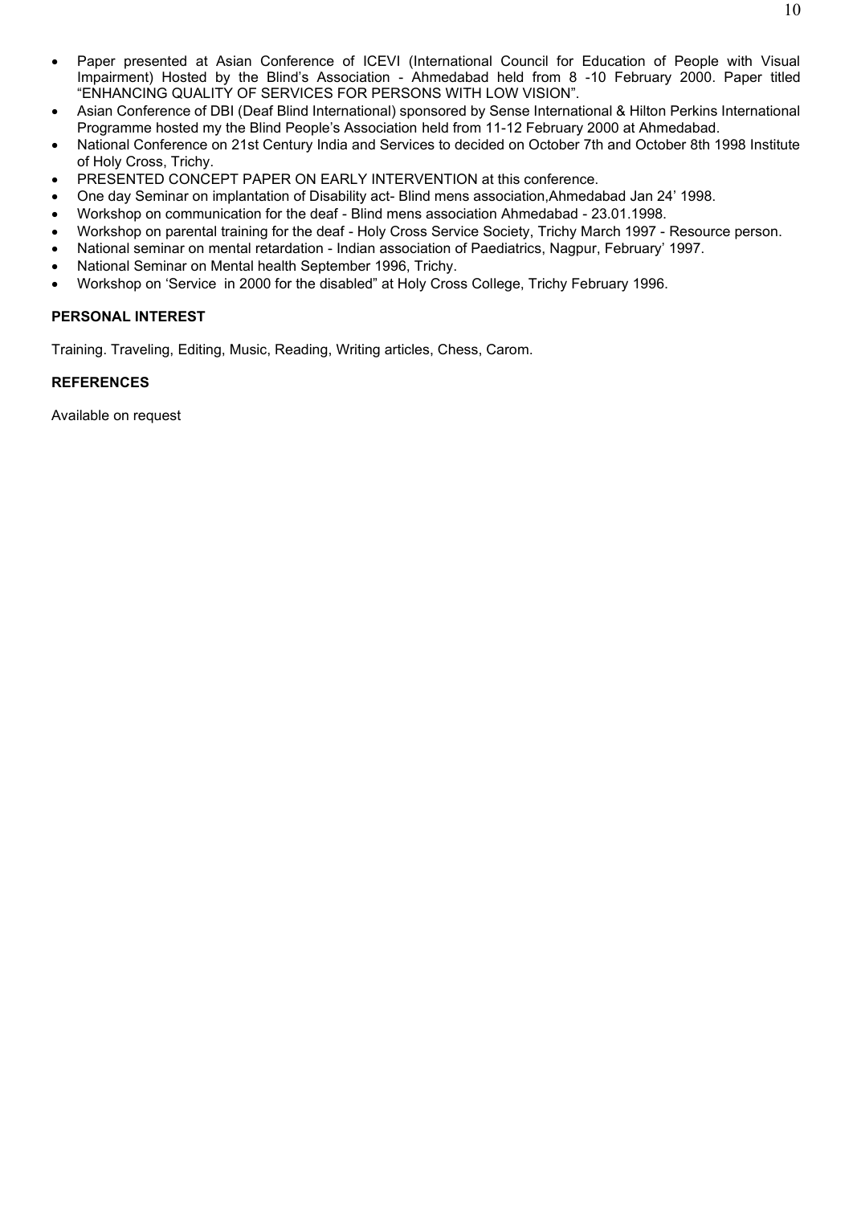- Paper presented at Asian Conference of ICEVI (International Council for Education of People with Visual Impairment) Hosted by the Blind's Association - Ahmedabad held from 8 -10 February 2000. Paper titled "ENHANCING QUALITY OF SERVICES FOR PERSONS WITH LOW VISION".
- Asian Conference of DBI (Deaf Blind International) sponsored by Sense International & Hilton Perkins International Programme hosted my the Blind People's Association held from 11-12 February 2000 at Ahmedabad.
- National Conference on 21st Century India and Services to decided on October 7th and October 8th 1998 Institute of Holy Cross, Trichy.
- PRESENTED CONCEPT PAPER ON EARLY INTERVENTION at this conference.
- One day Seminar on implantation of Disability act- Blind mens association,Ahmedabad Jan 24' 1998.
- Workshop on communication for the deaf - Blind mens association Ahmedabad - 23.01.1998.
- Workshop on parental training for the deaf - Holy Cross Service Society, Trichy March 1997 - Resource person.
- National seminar on mental retardation - Indian association of Paediatrics, Nagpur, February' 1997.
- National Seminar on Mental health September 1996, Trichy.
- Workshop on 'Service in 2000 for the disabled" at Holy Cross College, Trichy February 1996.

**PERSONAL INTEREST**

Training. Traveling, Editing, Music, Reading, Writing articles, Chess, Carom.

**REFERENCES**

Available on request